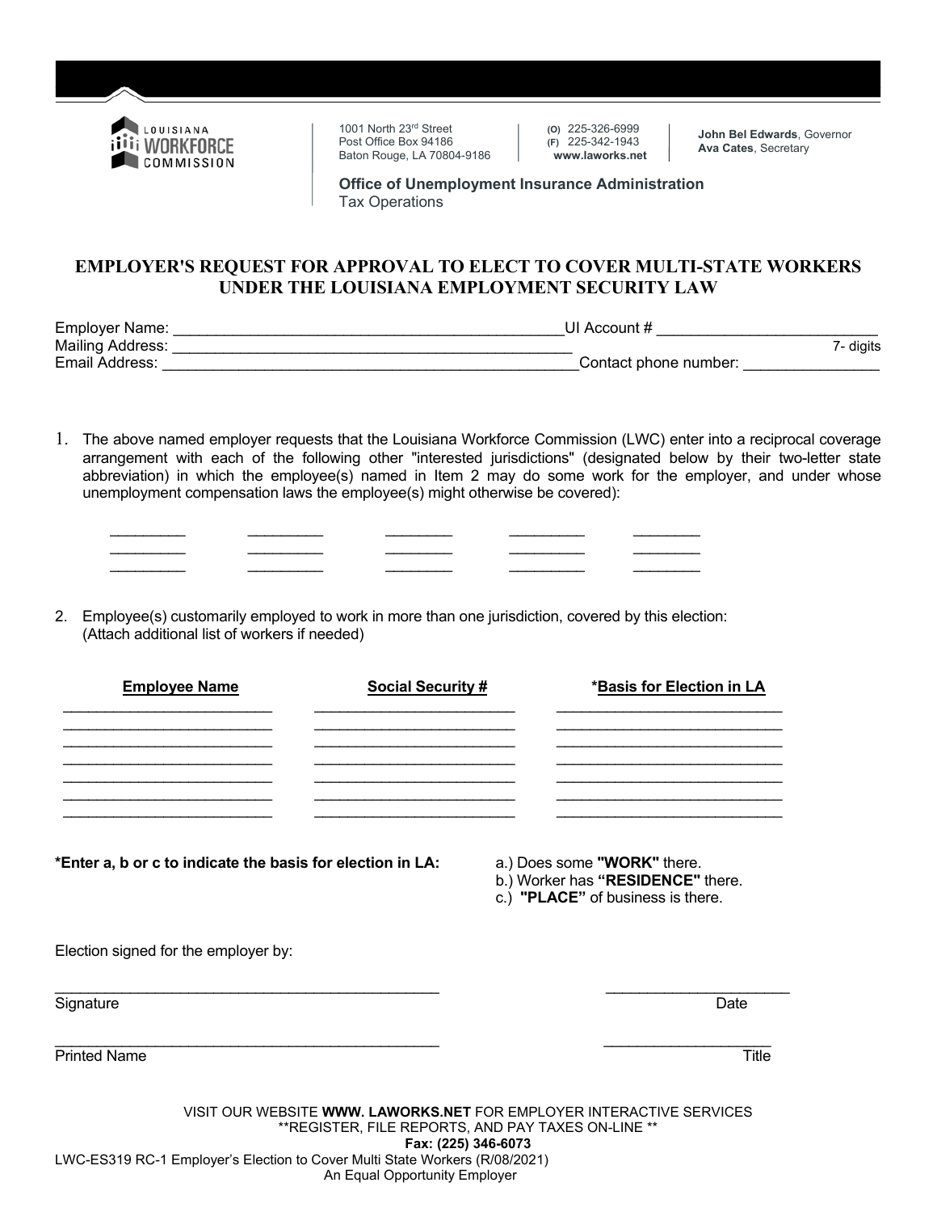LOUISIANA WORKFORCE COMMISSION

1001 North 23rd Street
Post Office Box 94186
Baton Rouge, LA 70804-9186

(O) 225-326-6999
(F) 225-342-1943
www.laworks.net

**John Bel Edwards**, Governor
**Ava Cates**, Secretary

**Office of Unemployment Insurance Administration**
Tax Operations

# EMPLOYER'S REQUEST FOR APPROVAL TO ELECT TO COVER MULTI-STATE WORKERS UNDER THE LOUISIANA EMPLOYMENT SECURITY LAW

Employer Name: ______________________________________________ UI Account # _________________________ 7- digits
Mailing Address: ______________________________________________
Email Address: ______________________________________________ Contact phone number: _______________

1. The above named employer requests that the Louisiana Workforce Commission (LWC) enter into a reciprocal coverage arrangement with each of the following other "interested jurisdictions" (designated below by their two-letter state abbreviation) in which the employee(s) named in Item 2 may do some work for the employer, and under whose unemployment compensation laws the employee(s) might otherwise be covered):

| | | | | |
|---|---|---|---|---|
| ________ | ________ | ________ | ________ | ________ |
| ________ | ________ | ________ | ________ | ________ |
| ________ | ________ | ________ | ________ | ________ |

2. Employee(s) customarily employed to work in more than one jurisdiction, covered by this election:
   (Attach additional list of workers if needed)

| **Employee Name** | **Social Security #** | ***Basis for Election in LA** |
|---|---|---|
| | | |
| | | |
| | | |
| | | |
| | | |
| | | |
| | | |

***Enter a, b or c to indicate the basis for election in LA:**

a.) Does some **"WORK"** there.
b.) Worker has **"RESIDENCE"** there.
c.) **"PLACE"** of business is there.

Election signed for the employer by:

_____________________________________________ ____________________
Signature Date

_____________________________________________ ____________________
Printed Name Title

VISIT OUR WEBSITE **WWW. LAWORKS.NET** FOR EMPLOYER INTERACTIVE SERVICES
**REGISTER, FILE REPORTS, AND PAY TAXES ON-LINE **
**Fax: (225) 346-6073**
LWC-ES319 RC-1 Employer's Election to Cover Multi State Workers (R/08/2021)
An Equal Opportunity Employer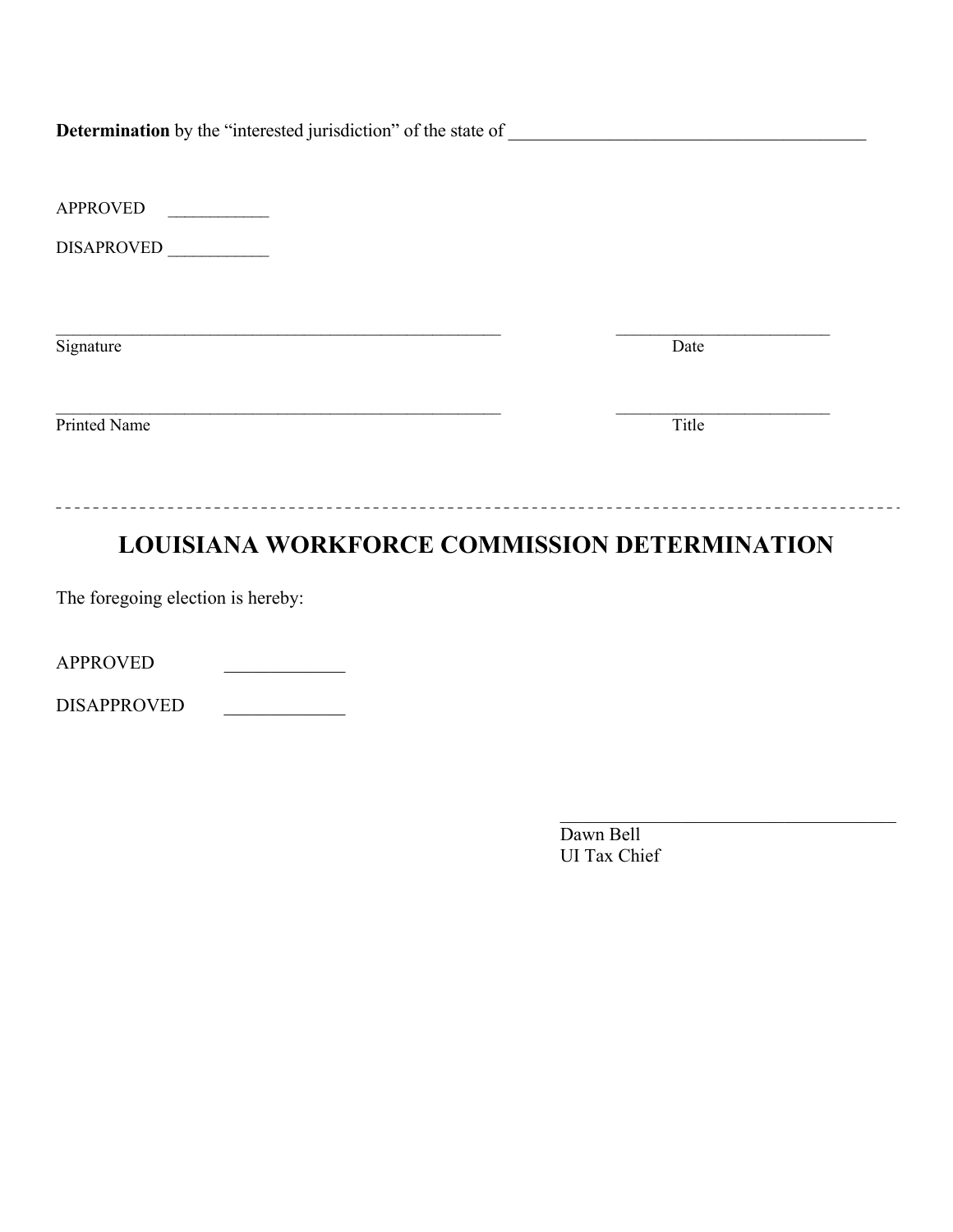**Determination** by the "interested jurisdiction" of the state of ________________________________________

APPROVED ___________

DISAPROVED ___________

_______________________________________________ ______________________

Signature Date

_______________________________________________ ______________________

Printed Name Title

---

## LOUISIANA WORKFORCE COMMISSION DETERMINATION

The foregoing election is hereby:

APPROVED _____________

DISAPPROVED _____________

_________________________________

Dawn Bell
UI Tax Chief